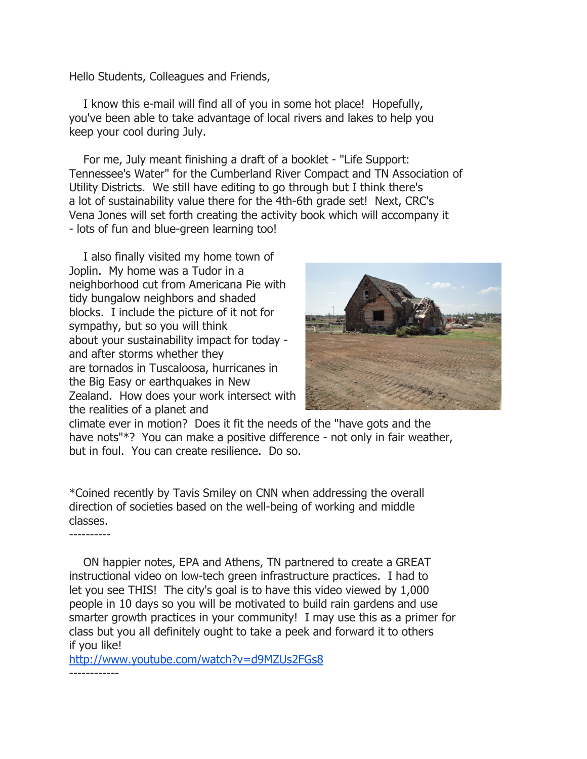Hello Students, Colleagues and Friends,

I know this e-mail will find all of you in some hot place! Hopefully, you've been able to take advantage of local rivers and lakes to help you keep your cool during July.

For me, July meant finishing a draft of a booklet - "Life Support: Tennessee's Water" for the Cumberland River Compact and TN Association of Utility Districts. We still have editing to go through but I think there's a lot of sustainability value there for the 4th-6th grade set! Next, CRC's Vena Jones will set forth creating the activity book which will accompany it - lots of fun and blue-green learning too!

I also finally visited my home town of Joplin. My home was a Tudor in a neighborhood cut from Americana Pie with tidy bungalow neighbors and shaded blocks. I include the picture of it not for sympathy, but so you will think about your sustainability impact for today - and after storms whether they are tornados in Tuscaloosa, hurricanes in the Big Easy or earthquakes in New Zealand. How does your work intersect with the realities of a planet and climate ever in motion? Does it fit the needs of the "have gots and the have nots"*? You can make a positive difference - not only in fair weather, but in foul. You can create resilience. Do so.

*Coined recently by Tavis Smiley on CNN when addressing the overall direction of societies based on the well-being of working and middle classes.

----------

ON happier notes, EPA and Athens, TN partnered to create a GREAT instructional video on low-tech green infrastructure practices. I had to let you see THIS! The city's goal is to have this video viewed by 1,000 people in 10 days so you will be motivated to build rain gardens and use smarter growth practices in your community! I may use this as a primer for class but you all definitely ought to take a peek and forward it to others if you like!

http://www.youtube.com/watch?v=d9MZUs2FGs8

------------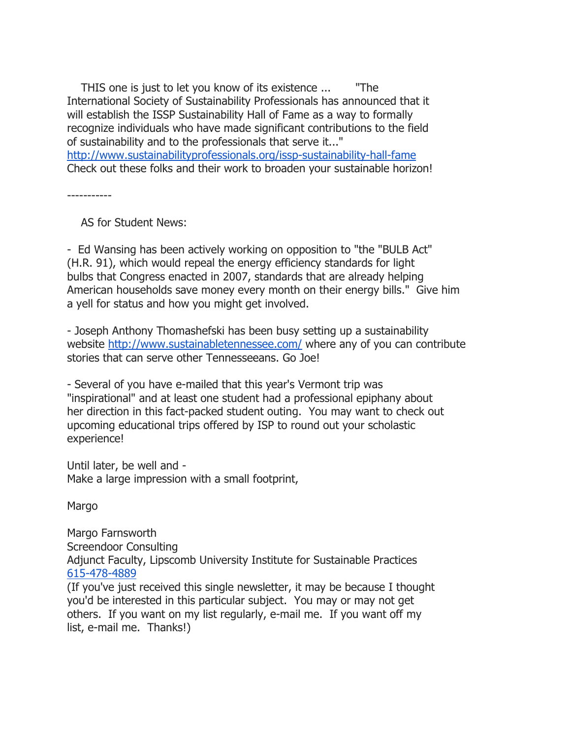THIS one is just to let you know of its existence ... "The International Society of Sustainability Professionals has announced that it will establish the ISSP Sustainability Hall of Fame as a way to formally recognize individuals who have made significant contributions to the field of sustainability and to the professionals that serve it..."
http://www.sustainabilityprofessionals.org/issp-sustainability-hall-fame
Check out these folks and their work to broaden your sustainable horizon!

-----------

AS for Student News:

- Ed Wansing has been actively working on opposition to "the "BULB Act" (H.R. 91), which would repeal the energy efficiency standards for light bulbs that Congress enacted in 2007, standards that are already helping American households save money every month on their energy bills." Give him a yell for status and how you might get involved.

- Joseph Anthony Thomashefski has been busy setting up a sustainability website http://www.sustainabletennessee.com/ where any of you can contribute stories that can serve other Tennesseeans. Go Joe!

- Several of you have e-mailed that this year's Vermont trip was "inspirational" and at least one student had a professional epiphany about her direction in this fact-packed student outing. You may want to check out upcoming educational trips offered by ISP to round out your scholastic experience!

Until later, be well and -
Make a large impression with a small footprint,

Margo

Margo Farnsworth
Screendoor Consulting
Adjunct Faculty, Lipscomb University Institute for Sustainable Practices
615-478-4889
(If you've just received this single newsletter, it may be because I thought you'd be interested in this particular subject. You may or may not get others. If you want on my list regularly, e-mail me. If you want off my list, e-mail me. Thanks!)